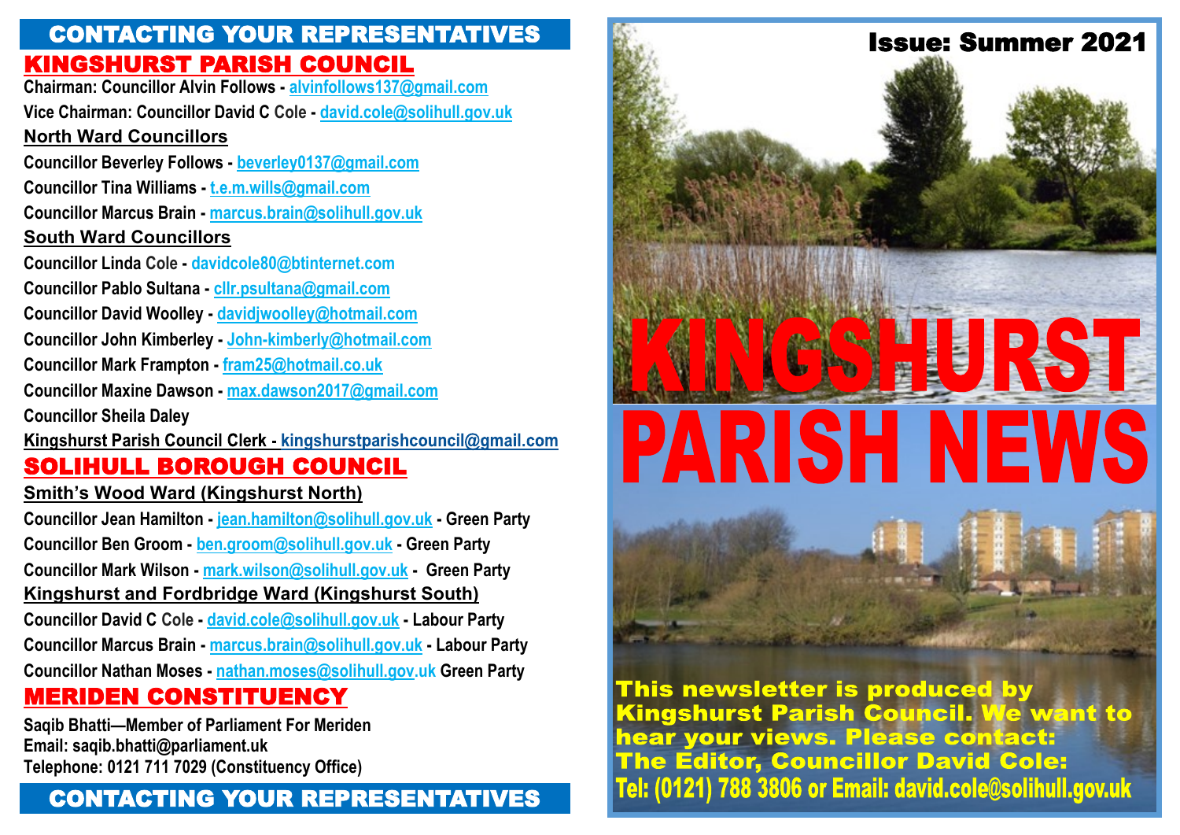## CONTACTING YOUR REPRESENTATIVES

### KINGSHURST PARISH COUNCIL

**Chairman: Councillor Alvin Follows - alvinfollows137@gmail.com**

**Vice Chairman: Councillor David C Cole - david.cole@solihull.gov.uk**

#### North Ward Councillors

Councillor Beverley Follows - beverley0137@gmail.com

Councillor Tina Williams - t.e.m.wills@gmail.com

Councillor Marcus Brain - marcus.brain@solihull.gov.uk

#### South Ward Councillors

Councillor Linda Cole - davidcole80@btinternet.com

Councillor Pablo Sultana - cllr.psultana@gmail.com

Councillor David Woolley - davidjwoolley@hotmail.com

Councillor John Kimberley - John-kimberly@hotmail.com

Councillor Mark Frampton - fram25@hotmail.co.uk

Councillor Maxine Dawson - max.dawson2017@gmail.com

Councillor Sheila Daley

Kingshurst Parish Council Clerk - kingshurstparishcouncil@gmail.com

### SOLIHULL BOROUGH COUNCIL

#### Smith's Wood Ward (Kingshurst North)

Councillor Jean Hamilton - jean.hamilton@solihull.gov.uk - Green Party

Councillor Ben Groom - ben.groom@solihull.gov.uk - Green Party

Councillor Mark Wilson - mark.wilson@solihull.gov.uk - Green Party

#### Kingshurst and Fordbridge Ward (Kingshurst South)

Councillor David C Cole - david.cole@solihull.gov.uk - Labour Party

Councillor Marcus Brain - marcus.brain@solihull.gov.uk - Labour Party

Councillor Nathan Moses - nathan.moses@solihull.gov.uk Green Party

### MERIDEN CONSTITUENCY

Saqib Bhatti—Member of Parliament For Meriden
Email: saqib.bhatti@parliament.uk
Telephone: 0121 711 7029 (Constituency Office)

## CONTACTING YOUR REPRESENTATIVES

---

**Issue: Summer 2021**

# KINGSHURST PARISH NEWS

**This newsletter is produced by Kingshurst Parish Council. We want to hear your views. Please contact: The Editor, Councillor David Cole: Tel: (0121) 788 3806 or Email: david.cole@solihull.gov.uk**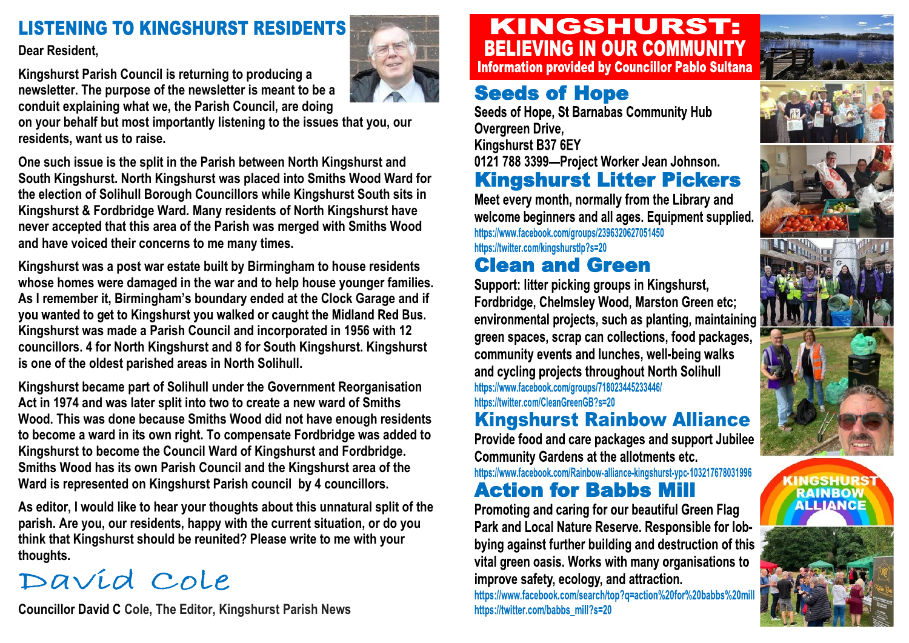# LISTENING TO KINGSHURST RESIDENTS

**Dear Resident,**

**Kingshurst Parish Council is returning to producing a newsletter. The purpose of the newsletter is meant to be a conduit explaining what we, the Parish Council, are doing on your behalf but most importantly listening to the issues that you, our residents, want us to raise.**

**One such issue is the split in the Parish between North Kingshurst and South Kingshurst. North Kingshurst was placed into Smiths Wood Ward for the election of Solihull Borough Councillors while Kingshurst South sits in Kingshurst & Fordbridge Ward. Many residents of North Kingshurst have never accepted that this area of the Parish was merged with Smiths Wood and have voiced their concerns to me many times.**

**Kingshurst was a post war estate built by Birmingham to house residents whose homes were damaged in the war and to help house younger families. As I remember it, Birmingham's boundary ended at the Clock Garage and if you wanted to get to Kingshurst you walked or caught the Midland Red Bus. Kingshurst was made a Parish Council and incorporated in 1956 with 12 councillors. 4 for North Kingshurst and 8 for South Kingshurst. Kingshurst is one of the oldest parished areas in North Solihull.**

**Kingshurst became part of Solihull under the Government Reorganisation Act in 1974 and was later split into two to create a new ward of Smiths Wood. This was done because Smiths Wood did not have enough residents to become a ward in its own right. To compensate Fordbridge was added to Kingshurst to become the Council Ward of Kingshurst and Fordbridge. Smiths Wood has its own Parish Council and the Kingshurst area of the Ward is represented on Kingshurst Parish council by 4 councillors.**

**As editor, I would like to hear your thoughts about this unnatural split of the parish. Are you, our residents, happy with the current situation, or do you think that Kingshurst should be reunited? Please write to me with your thoughts.**

*David Cole*

**Councillor David C Cole, The Editor, Kingshurst Parish News**

# KINGSHURST: BELIEVING IN OUR COMMUNITY

**Information provided by Councillor Pablo Sultana**

## Seeds of Hope

**Seeds of Hope, St Barnabas Community Hub
Overgreen Drive,
Kingshurst B37 6EY
0121 788 3399—Project Worker Jean Johnson.**

## Kingshurst Litter Pickers

**Meet every month, normally from the Library and welcome beginners and all ages. Equipment supplied.**

https://www.facebook.com/groups/2396320627051450
https://twitter.com/kingshurstlp?s=20

## Clean and Green

**Support: litter picking groups in Kingshurst, Fordbridge, Chelmsley Wood, Marston Green etc; environmental projects, such as planting, maintaining green spaces, scrap can collections, food packages, community events and lunches, well-being walks and cycling projects throughout North Solihull**

https://www.facebook.com/groups/718023445233446/
https://twitter.com/CleanGreenGB?s=20

## Kingshurst Rainbow Alliance

**Provide food and care packages and support Jubilee Community Gardens at the allotments etc.**

https://www.facebook.com/Rainbow-alliance-kingshurst-ypc-103217678031996

## Action for Babbs Mill

**Promoting and caring for our beautiful Green Flag Park and Local Nature Reserve. Responsible for lobbying against further building and destruction of this vital green oasis. Works with many organisations to improve safety, ecology, and attraction.**

https://www.facebook.com/search/top?q=action%20for%20babbs%20mill
https://twitter.com/babbs_mill?s=20